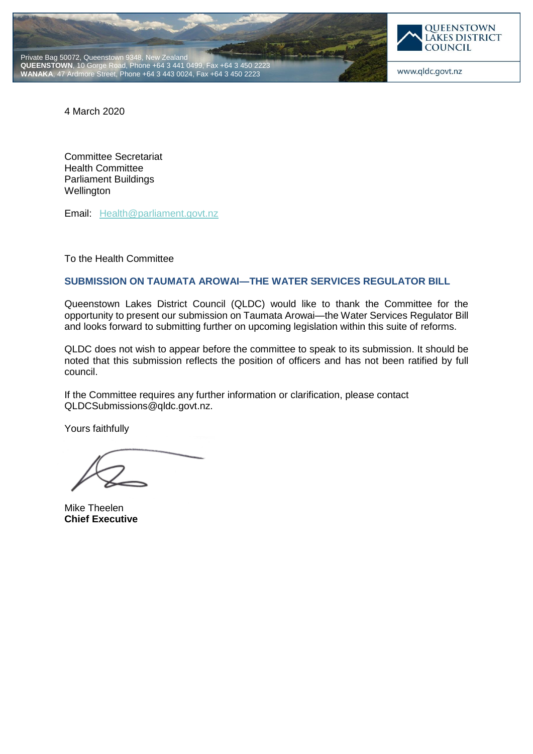Private Bag 50072, Queenstown 9348, New Zealand
**QUEENSTOWN**, 10 Gorge Road, Phone +64 3 441 0499, Fax +64 3 450 2223
**WANAKA**, 47 Ardmore Street, Phone +64 3 443 0024, Fax +64 3 450 2223

QUEENSTOWN LAKES DISTRICT COUNCIL

www.qldc.govt.nz

4 March 2020

Committee Secretariat
Health Committee
Parliament Buildings
Wellington

Email: Health@parliament.govt.nz

To the Health Committee

## SUBMISSION ON TAUMATA AROWAI—THE WATER SERVICES REGULATOR BILL

Queenstown Lakes District Council (QLDC) would like to thank the Committee for the opportunity to present our submission on Taumata Arowai—the Water Services Regulator Bill and looks forward to submitting further on upcoming legislation within this suite of reforms.

QLDC does not wish to appear before the committee to speak to its submission. It should be noted that this submission reflects the position of officers and has not been ratified by full council.

If the Committee requires any further information or clarification, please contact QLDCSubmissions@qldc.govt.nz.

Yours faithfully

Mike Theelen
**Chief Executive**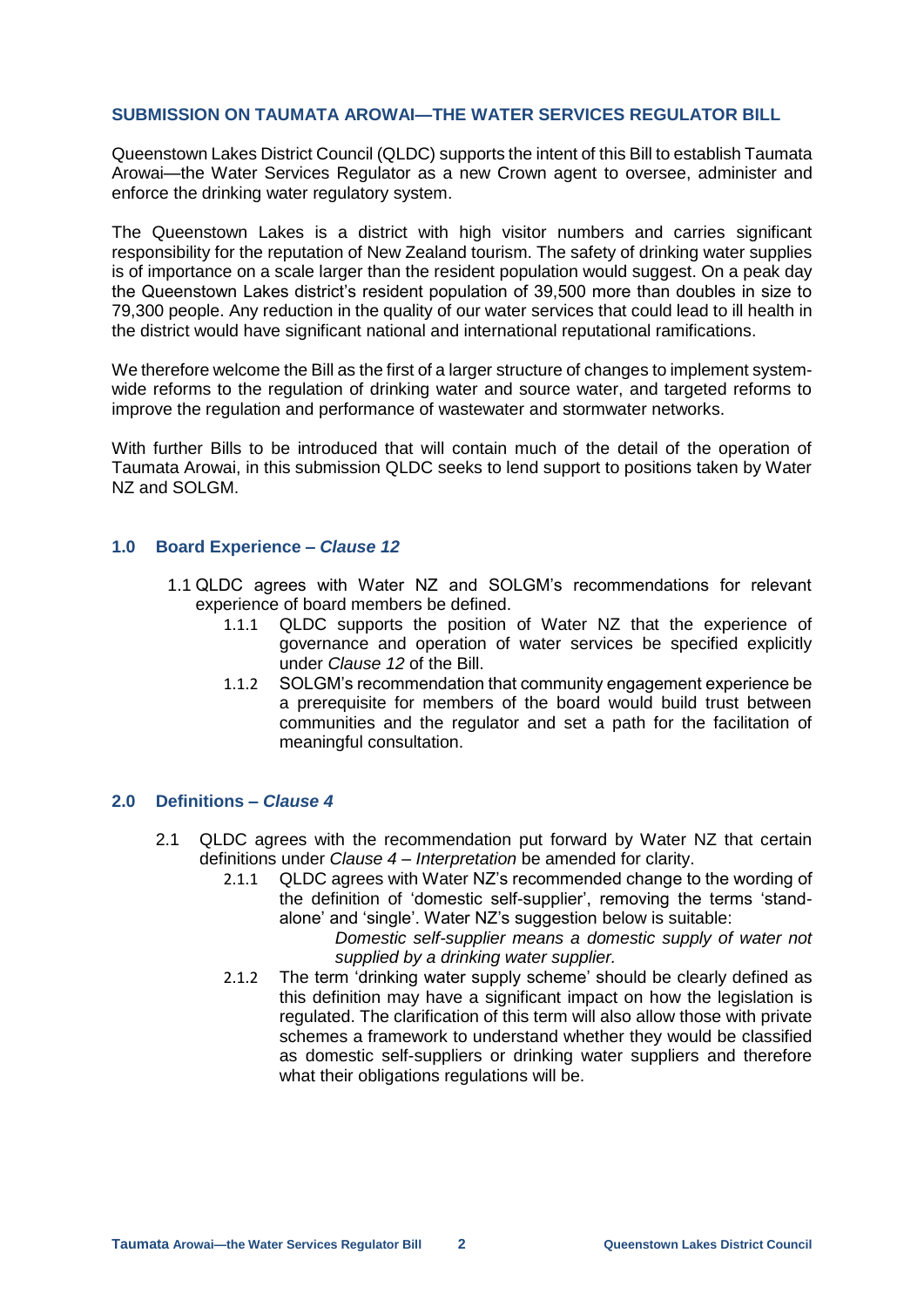### SUBMISSION ON TAUMATA AROWAI—THE WATER SERVICES REGULATOR BILL

Queenstown Lakes District Council (QLDC) supports the intent of this Bill to establish Taumata Arowai—the Water Services Regulator as a new Crown agent to oversee, administer and enforce the drinking water regulatory system.

The Queenstown Lakes is a district with high visitor numbers and carries significant responsibility for the reputation of New Zealand tourism. The safety of drinking water supplies is of importance on a scale larger than the resident population would suggest. On a peak day the Queenstown Lakes district's resident population of 39,500 more than doubles in size to 79,300 people. Any reduction in the quality of our water services that could lead to ill health in the district would have significant national and international reputational ramifications.

We therefore welcome the Bill as the first of a larger structure of changes to implement system-wide reforms to the regulation of drinking water and source water, and targeted reforms to improve the regulation and performance of wastewater and stormwater networks.

With further Bills to be introduced that will contain much of the detail of the operation of Taumata Arowai, in this submission QLDC seeks to lend support to positions taken by Water NZ and SOLGM.

### 1.0 Board Experience – *Clause 12*

1.1 QLDC agrees with Water NZ and SOLGM's recommendations for relevant experience of board members be defined.

- 1.1.1 QLDC supports the position of Water NZ that the experience of governance and operation of water services be specified explicitly under *Clause 12* of the Bill.
- 1.1.2 SOLGM's recommendation that community engagement experience be a prerequisite for members of the board would build trust between communities and the regulator and set a path for the facilitation of meaningful consultation.

### 2.0 Definitions – *Clause 4*

2.1 QLDC agrees with the recommendation put forward by Water NZ that certain definitions under *Clause 4 – Interpretation* be amended for clarity.

- 2.1.1 QLDC agrees with Water NZ's recommended change to the wording of the definition of 'domestic self-supplier', removing the terms 'stand-alone' and 'single'. Water NZ's suggestion below is suitable:

  *Domestic self-supplier means a domestic supply of water not supplied by a drinking water supplier.*

- 2.1.2 The term 'drinking water supply scheme' should be clearly defined as this definition may have a significant impact on how the legislation is regulated. The clarification of this term will also allow those with private schemes a framework to understand whether they would be classified as domestic self-suppliers or drinking water suppliers and therefore what their obligations regulations will be.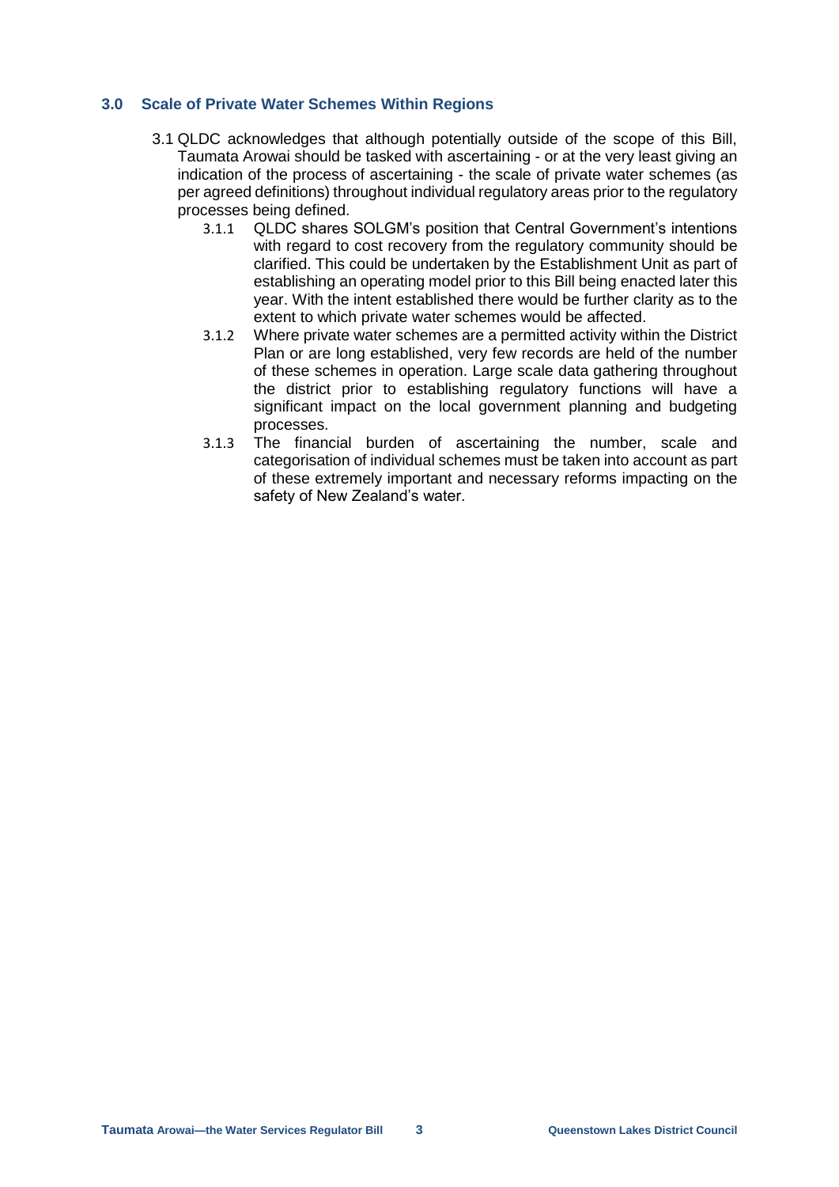## 3.0 Scale of Private Water Schemes Within Regions

3.1 QLDC acknowledges that although potentially outside of the scope of this Bill, Taumata Arowai should be tasked with ascertaining - or at the very least giving an indication of the process of ascertaining - the scale of private water schemes (as per agreed definitions) throughout individual regulatory areas prior to the regulatory processes being defined.

- 3.1.1 QLDC shares SOLGM's position that Central Government's intentions with regard to cost recovery from the regulatory community should be clarified. This could be undertaken by the Establishment Unit as part of establishing an operating model prior to this Bill being enacted later this year. With the intent established there would be further clarity as to the extent to which private water schemes would be affected.
- 3.1.2 Where private water schemes are a permitted activity within the District Plan or are long established, very few records are held of the number of these schemes in operation. Large scale data gathering throughout the district prior to establishing regulatory functions will have a significant impact on the local government planning and budgeting processes.
- 3.1.3 The financial burden of ascertaining the number, scale and categorisation of individual schemes must be taken into account as part of these extremely important and necessary reforms impacting on the safety of New Zealand's water.